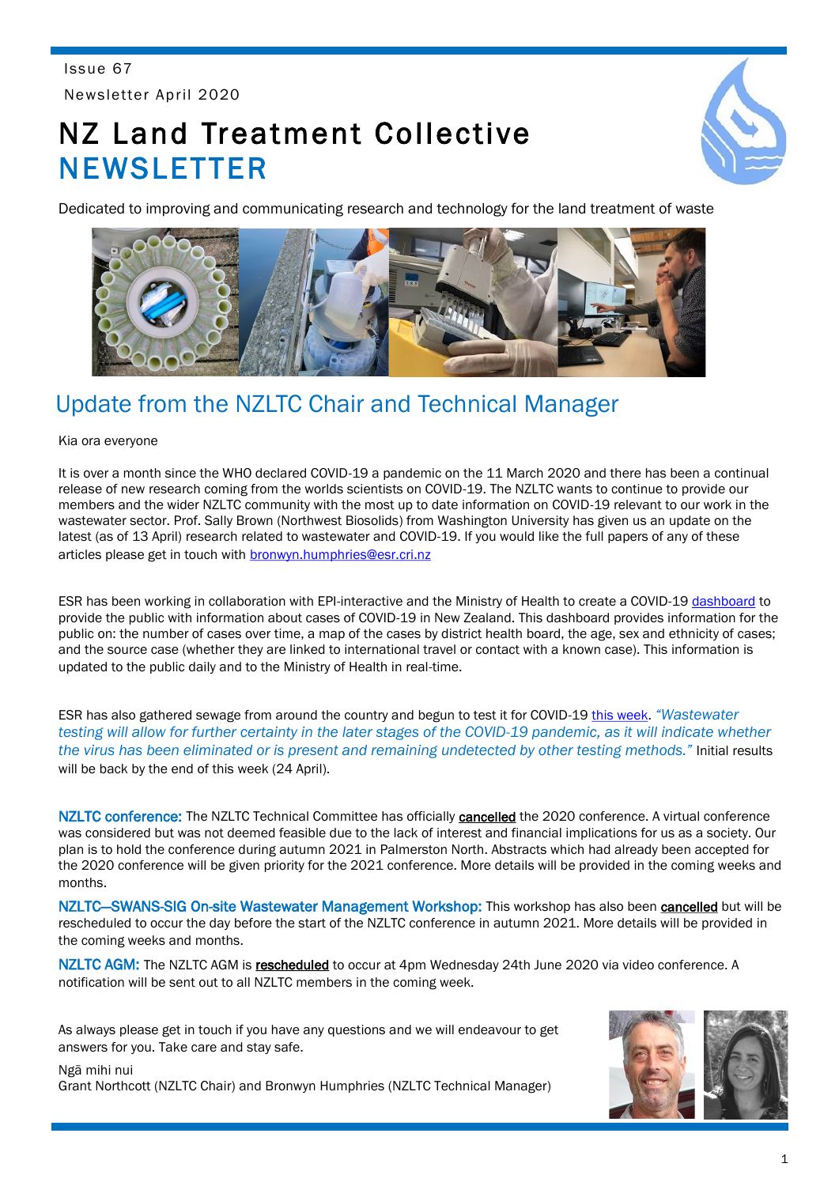Issue 67

Newsletter April 2020

# NZ Land Treatment Collective NEWSLETTER

Dedicated to improving and communicating research and technology for the land treatment of waste

## Update from the NZLTC Chair and Technical Manager

Kia ora everyone

It is over a month since the WHO declared COVID-19 a pandemic on the 11 March 2020 and there has been a continual release of new research coming from the worlds scientists on COVID-19. The NZLTC wants to continue to provide our members and the wider NZLTC community with the most up to date information on COVID-19 relevant to our work in the wastewater sector. Prof. Sally Brown (Northwest Biosolids) from Washington University has given us an update on the latest (as of 13 April) research related to wastewater and COVID-19. If you would like the full papers of any of these articles please get in touch with bronwyn.humphries@esr.cri.nz

ESR has been working in collaboration with EPI-interactive and the Ministry of Health to create a COVID-19 dashboard to provide the public with information about cases of COVID-19 in New Zealand. This dashboard provides information for the public on: the number of cases over time, a map of the cases by district health board, the age, sex and ethnicity of cases; and the source case (whether they are linked to international travel or contact with a known case). This information is updated to the public daily and to the Ministry of Health in real-time.

ESR has also gathered sewage from around the country and begun to test it for COVID-19 this week. *"Wastewater testing will allow for further certainty in the later stages of the COVID-19 pandemic, as it will indicate whether the virus has been eliminated or is present and remaining undetected by other testing methods."* Initial results will be back by the end of this week (24 April).

**NZLTC conference:** The NZLTC Technical Committee has officially **cancelled** the 2020 conference. A virtual conference was considered but was not deemed feasible due to the lack of interest and financial implications for us as a society. Our plan is to hold the conference during autumn 2021 in Palmerston North. Abstracts which had already been accepted for the 2020 conference will be given priority for the 2021 conference. More details will be provided in the coming weeks and months.

**NZLTC—SWANS-SIG On-site Wastewater Management Workshop:** This workshop has also been **cancelled** but will be rescheduled to occur the day before the start of the NZLTC conference in autumn 2021. More details will be provided in the coming weeks and months.

**NZLTC AGM:** The NZLTC AGM is **rescheduled** to occur at 4pm Wednesday 24th June 2020 via video conference. A notification will be sent out to all NZLTC members in the coming week.

As always please get in touch if you have any questions and we will endeavour to get answers for you. Take care and stay safe.

Ngā mihi nui

Grant Northcott (NZLTC Chair) and Bronwyn Humphries (NZLTC Technical Manager)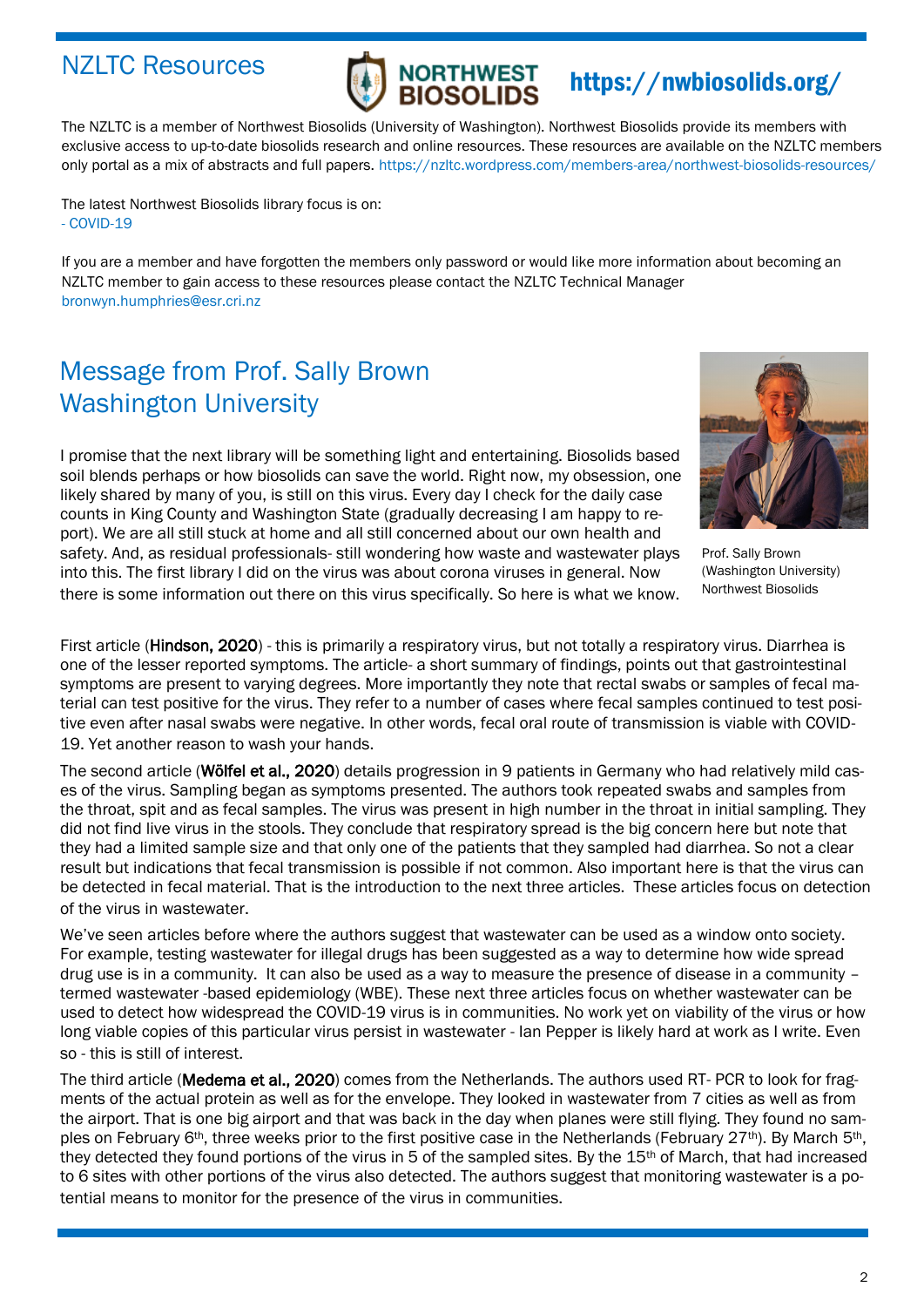## NZLTC Resources

NORTHWEST BIOSOLIDS https://nwbiosolids.org/

The NZLTC is a member of Northwest Biosolids (University of Washington). Northwest Biosolids provide its members with exclusive access to up-to-date biosolids research and online resources. These resources are available on the NZLTC members only portal as a mix of abstracts and full papers. https://nzltc.wordpress.com/members-area/northwest-biosolids-resources/

The latest Northwest Biosolids library focus is on:
- COVID-19

If you are a member and have forgotten the members only password or would like more information about becoming an NZLTC member to gain access to these resources please contact the NZLTC Technical Manager bronwyn.humphries@esr.cri.nz

## Message from Prof. Sally Brown Washington University

I promise that the next library will be something light and entertaining. Biosolids based soil blends perhaps or how biosolids can save the world. Right now, my obsession, one likely shared by many of you, is still on this virus. Every day I check for the daily case counts in King County and Washington State (gradually decreasing I am happy to report). We are all still stuck at home and all still concerned about our own health and safety. And, as residual professionals- still wondering how waste and wastewater plays into this. The first library I did on the virus was about corona viruses in general. Now there is some information out there on this virus specifically. So here is what we know.

Prof. Sally Brown (Washington University) Northwest Biosolids

First article (**Hindson, 2020**) - this is primarily a respiratory virus, but not totally a respiratory virus. Diarrhea is one of the lesser reported symptoms. The article- a short summary of findings, points out that gastrointestinal symptoms are present to varying degrees. More importantly they note that rectal swabs or samples of fecal material can test positive for the virus. They refer to a number of cases where fecal samples continued to test positive even after nasal swabs were negative. In other words, fecal oral route of transmission is viable with COVID-19. Yet another reason to wash your hands.

The second article (**Wölfel et al., 2020**) details progression in 9 patients in Germany who had relatively mild cases of the virus. Sampling began as symptoms presented. The authors took repeated swabs and samples from the throat, spit and as fecal samples. The virus was present in high number in the throat in initial sampling. They did not find live virus in the stools. They conclude that respiratory spread is the big concern here but note that they had a limited sample size and that only one of the patients that they sampled had diarrhea. So not a clear result but indications that fecal transmission is possible if not common. Also important here is that the virus can be detected in fecal material. That is the introduction to the next three articles. These articles focus on detection of the virus in wastewater.

We've seen articles before where the authors suggest that wastewater can be used as a window onto society. For example, testing wastewater for illegal drugs has been suggested as a way to determine how wide spread drug use is in a community. It can also be used as a way to measure the presence of disease in a community – termed wastewater -based epidemiology (WBE). These next three articles focus on whether wastewater can be used to detect how widespread the COVID-19 virus is in communities. No work yet on viability of the virus or how long viable copies of this particular virus persist in wastewater - Ian Pepper is likely hard at work as I write. Even so - this is still of interest.

The third article (**Medema et al., 2020**) comes from the Netherlands. The authors used RT- PCR to look for fragments of the actual protein as well as for the envelope. They looked in wastewater from 7 cities as well as from the airport. That is one big airport and that was back in the day when planes were still flying. They found no samples on February 6th, three weeks prior to the first positive case in the Netherlands (February 27th). By March 5th, they detected they found portions of the virus in 5 of the sampled sites. By the 15th of March, that had increased to 6 sites with other portions of the virus also detected. The authors suggest that monitoring wastewater is a potential means to monitor for the presence of the virus in communities.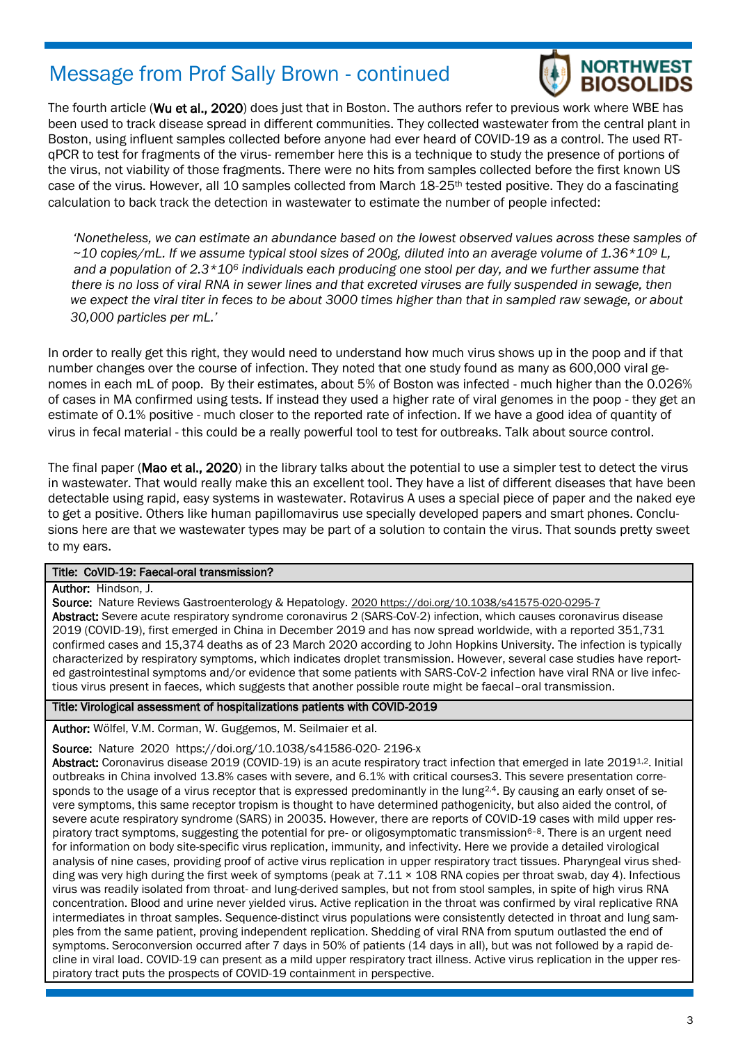## Message from Prof Sally Brown - continued

The fourth article (**Wu et al., 2020**) does just that in Boston. The authors refer to previous work where WBE has been used to track disease spread in different communities. They collected wastewater from the central plant in Boston, using influent samples collected before anyone had ever heard of COVID-19 as a control. The used RT-qPCR to test for fragments of the virus- remember here this is a technique to study the presence of portions of the virus, not viability of those fragments. There were no hits from samples collected before the first known US case of the virus. However, all 10 samples collected from March 18-25$^{th}$ tested positive. They do a fascinating calculation to back track the detection in wastewater to estimate the number of people infected:

> *'Nonetheless, we can estimate an abundance based on the lowest observed values across these samples of ~10 copies/mL. If we assume typical stool sizes of 200g, diluted into an average volume of $1.36*10^9$ L, and a population of $2.3*10^6$ individuals each producing one stool per day, and we further assume that there is no loss of viral RNA in sewer lines and that excreted viruses are fully suspended in sewage, then we expect the viral titer in feces to be about 3000 times higher than that in sampled raw sewage, or about 30,000 particles per mL.'*

In order to really get this right, they would need to understand how much virus shows up in the poop and if that number changes over the course of infection. They noted that one study found as many as 600,000 viral genomes in each mL of poop. By their estimates, about 5% of Boston was infected - much higher than the 0.026% of cases in MA confirmed using tests. If instead they used a higher rate of viral genomes in the poop - they get an estimate of 0.1% positive - much closer to the reported rate of infection. If we have a good idea of quantity of virus in fecal material - this could be a really powerful tool to test for outbreaks. Talk about source control.

The final paper (**Mao et al., 2020**) in the library talks about the potential to use a simpler test to detect the virus in wastewater. That would really make this an excellent tool. They have a list of different diseases that have been detectable using rapid, easy systems in wastewater. Rotavirus A uses a special piece of paper and the naked eye to get a positive. Others like human papillomavirus use specially developed papers and smart phones. Conclusions here are that we wastewater types may be part of a solution to contain the virus. That sounds pretty sweet to my ears.

---

**Title: CoVID-19: Faecal-oral transmission?**

**Author:** Hindson, J.

**Source:** Nature Reviews Gastroenterology & Hepatology. 2020 https://doi.org/10.1038/s41575-020-0295-7

**Abstract:** Severe acute respiratory syndrome coronavirus 2 (SARS-CoV-2) infection, which causes coronavirus disease 2019 (COVID-19), first emerged in China in December 2019 and has now spread worldwide, with a reported 351,731 confirmed cases and 15,374 deaths as of 23 March 2020 according to John Hopkins University. The infection is typically characterized by respiratory symptoms, which indicates droplet transmission. However, several case studies have reported gastrointestinal symptoms and/or evidence that some patients with SARS-CoV-2 infection have viral RNA or live infectious virus present in faeces, which suggests that another possible route might be faecal–oral transmission.

**Title: Virological assessment of hospitalizations patients with COVID-2019**

**Author:** Wölfel, V.M. Corman, W. Guggemos, M. Seilmaier et al.

**Source:** Nature 2020 https://doi.org/10.1038/s41586-020- 2196-x

**Abstract:** Coronavirus disease 2019 (COVID-19) is an acute respiratory tract infection that emerged in late 2019[1,2]. Initial outbreaks in China involved 13.8% cases with severe, and 6.1% with critical courses3. This severe presentation corresponds to the usage of a virus receptor that is expressed predominantly in the lung[2,4]. By causing an early onset of severe symptoms, this same receptor tropism is thought to have determined pathogenicity, but also aided the control, of severe acute respiratory syndrome (SARS) in 20035. However, there are reports of COVID-19 cases with mild upper respiratory tract symptoms, suggesting the potential for pre- or oligosymptomatic transmission[6–8]. There is an urgent need for information on body site-specific virus replication, immunity, and infectivity. Here we provide a detailed virological analysis of nine cases, providing proof of active virus replication in upper respiratory tract tissues. Pharyngeal virus shedding was very high during the first week of symptoms (peak at $7.11 \times 10^8$ RNA copies per throat swab, day 4). Infectious virus was readily isolated from throat- and lung-derived samples, but not from stool samples, in spite of high virus RNA concentration. Blood and urine never yielded virus. Active replication in the throat was confirmed by viral replicative RNA intermediates in throat samples. Sequence-distinct virus populations were consistently detected in throat and lung samples from the same patient, proving independent replication. Shedding of viral RNA from sputum outlasted the end of symptoms. Seroconversion occurred after 7 days in 50% of patients (14 days in all), but was not followed by a rapid decline in viral load. COVID-19 can present as a mild upper respiratory tract illness. Active virus replication in the upper respiratory tract puts the prospects of COVID-19 containment in perspective.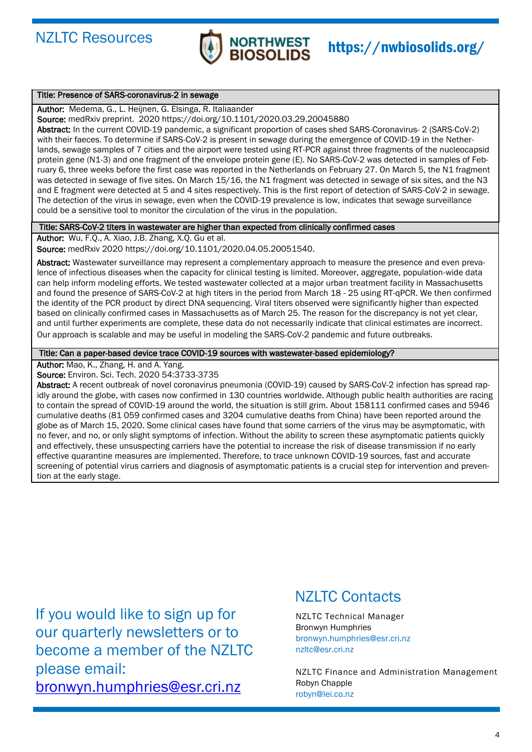## NZLTC Resources

NORTHWEST BIOSOLIDS https://nwbiosolids.org/

**Title: Presence of SARS-coronavirus-2 in sewage**

**Author:** Medema, G., L. Heijnen, G. Elsinga, R. Italiaander

**Source:** medRxiv preprint. 2020 https://doi.org/10.1101/2020.03.29.20045880

**Abstract:** In the current COVID-19 pandemic, a significant proportion of cases shed SARS-Coronavirus- 2 (SARS-CoV-2) with their faeces. To determine if SARS-CoV-2 is present in sewage during the emergence of COVID-19 in the Netherlands, sewage samples of 7 cities and the airport were tested using RT-PCR against three fragments of the nucleocapsid protein gene (N1-3) and one fragment of the envelope protein gene (E). No SARS-CoV-2 was detected in samples of February 6, three weeks before the first case was reported in the Netherlands on February 27. On March 5, the N1 fragment was detected in sewage of five sites. On March 15/16, the N1 fragment was detected in sewage of six sites, and the N3 and E fragment were detected at 5 and 4 sites respectively. This is the first report of detection of SARS-CoV-2 in sewage. The detection of the virus in sewage, even when the COVID-19 prevalence is low, indicates that sewage surveillance could be a sensitive tool to monitor the circulation of the virus in the population.

**Title: SARS-CoV-2 titers in wastewater are higher than expected from clinically confirmed cases**

**Author:** Wu, F.Q., A. Xiao, J.B. Zhang, X.Q. Gu et al.

**Source:** medRxiv 2020 https://doi.org/10.1101/2020.04.05.20051540.

**Abstract:** Wastewater surveillance may represent a complementary approach to measure the presence and even prevalence of infectious diseases when the capacity for clinical testing is limited. Moreover, aggregate, population-wide data can help inform modeling efforts. We tested wastewater collected at a major urban treatment facility in Massachusetts and found the presence of SARS-CoV-2 at high titers in the period from March 18 - 25 using RT-qPCR. We then confirmed the identity of the PCR product by direct DNA sequencing. Viral titers observed were significantly higher than expected based on clinically confirmed cases in Massachusetts as of March 25. The reason for the discrepancy is not yet clear, and until further experiments are complete, these data do not necessarily indicate that clinical estimates are incorrect. Our approach is scalable and may be useful in modeling the SARS-CoV-2 pandemic and future outbreaks.

**Title: Can a paper-based device trace COVID-19 sources with wastewater-based epidemiology?**

**Author:** Mao, K., Zhang, H. and A. Yang.

**Source:** Environ. Sci. Tech. 2020 54:3733-3735

**Abstract:** A recent outbreak of novel coronavirus pneumonia (COVID-19) caused by SARS-CoV-2 infection has spread rapidly around the globe, with cases now confirmed in 130 countries worldwide. Although public health authorities are racing to contain the spread of COVID-19 around the world, the situation is still grim. About 158111 confirmed cases and 5946 cumulative deaths (81 059 confirmed cases and 3204 cumulative deaths from China) have been reported around the globe as of March 15, 2020. Some clinical cases have found that some carriers of the virus may be asymptomatic, with no fever, and no, or only slight symptoms of infection. Without the ability to screen these asymptomatic patients quickly and effectively, these unsuspecting carriers have the potential to increase the risk of disease transmission if no early effective quarantine measures are implemented. Therefore, to trace unknown COVID-19 sources, fast and accurate screening of potential virus carriers and diagnosis of asymptomatic patients is a crucial step for intervention and prevention at the early stage.

If you would like to sign up for our quarterly newsletters or to become a member of the NZLTC please email: bronwyn.humphries@esr.cri.nz

## NZLTC Contacts

NZLTC Technical Manager
Bronwyn Humphries
bronwyn.humphries@esr.cri.nz
nzltc@esr.cri.nz

NZLTC Finance and Administration Management
Robyn Chapple
robyn@lei.co.nz